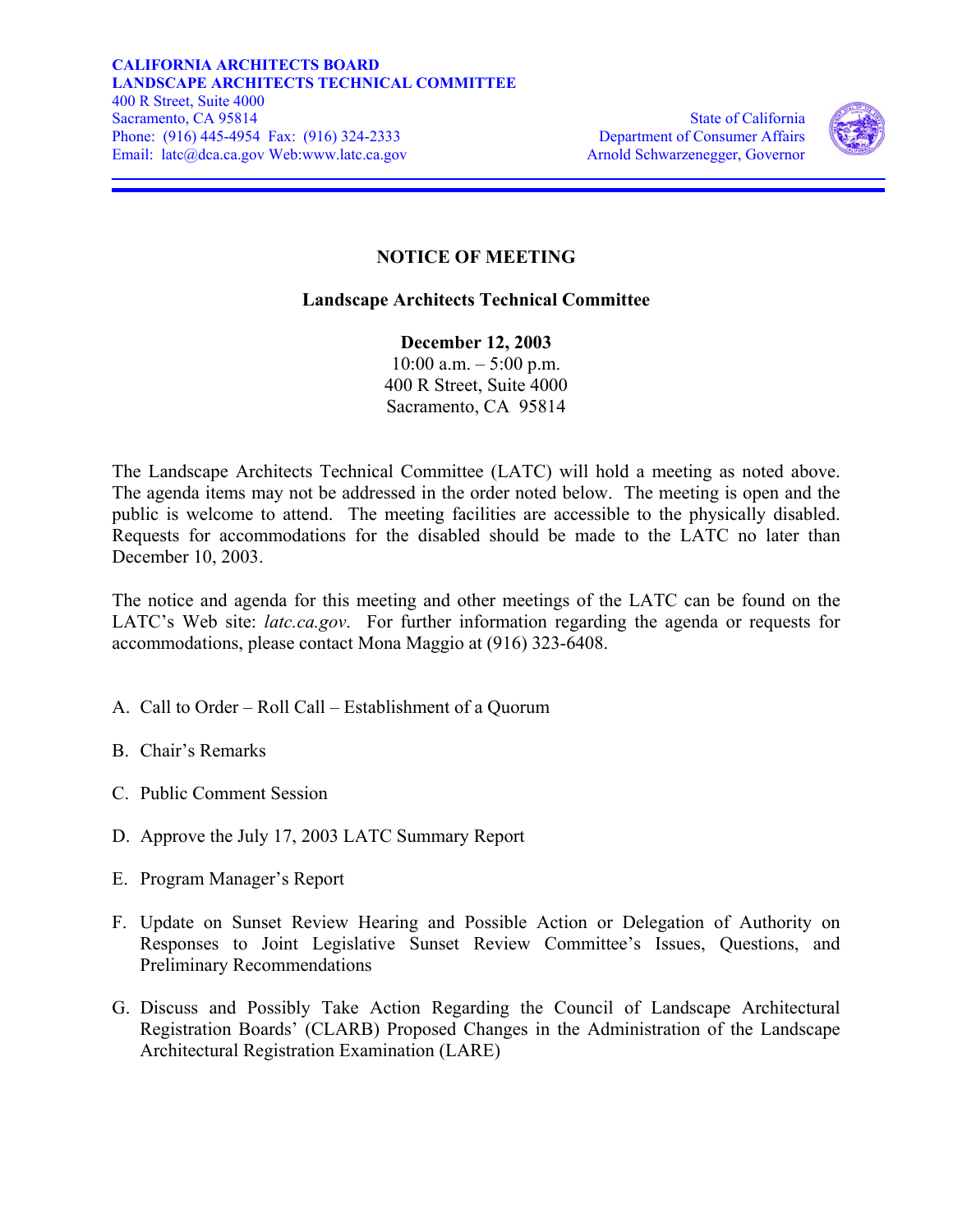**CALIFORNIA ARCHITECTS BOARD**
**LANDSCAPE ARCHITECTS TECHNICAL COMMITTEE**
400 R Street, Suite 4000
Sacramento, CA 95814
Phone: (916) 445-4954 Fax: (916) 324-2333
Email: latc@dca.ca.gov Web:www.latc.ca.gov

State of California
Department of Consumer Affairs
Arnold Schwarzenegger, Governor

# NOTICE OF MEETING

## Landscape Architects Technical Committee

**December 12, 2003**
10:00 a.m. – 5:00 p.m.
400 R Street, Suite 4000
Sacramento, CA 95814

The Landscape Architects Technical Committee (LATC) will hold a meeting as noted above. The agenda items may not be addressed in the order noted below. The meeting is open and the public is welcome to attend. The meeting facilities are accessible to the physically disabled. Requests for accommodations for the disabled should be made to the LATC no later than December 10, 2003.

The notice and agenda for this meeting and other meetings of the LATC can be found on the LATC's Web site: *latc.ca.gov*. For further information regarding the agenda or requests for accommodations, please contact Mona Maggio at (916) 323-6408.

A. Call to Order – Roll Call – Establishment of a Quorum

B. Chair's Remarks

C. Public Comment Session

D. Approve the July 17, 2003 LATC Summary Report

E. Program Manager's Report

F. Update on Sunset Review Hearing and Possible Action or Delegation of Authority on Responses to Joint Legislative Sunset Review Committee's Issues, Questions, and Preliminary Recommendations

G. Discuss and Possibly Take Action Regarding the Council of Landscape Architectural Registration Boards' (CLARB) Proposed Changes in the Administration of the Landscape Architectural Registration Examination (LARE)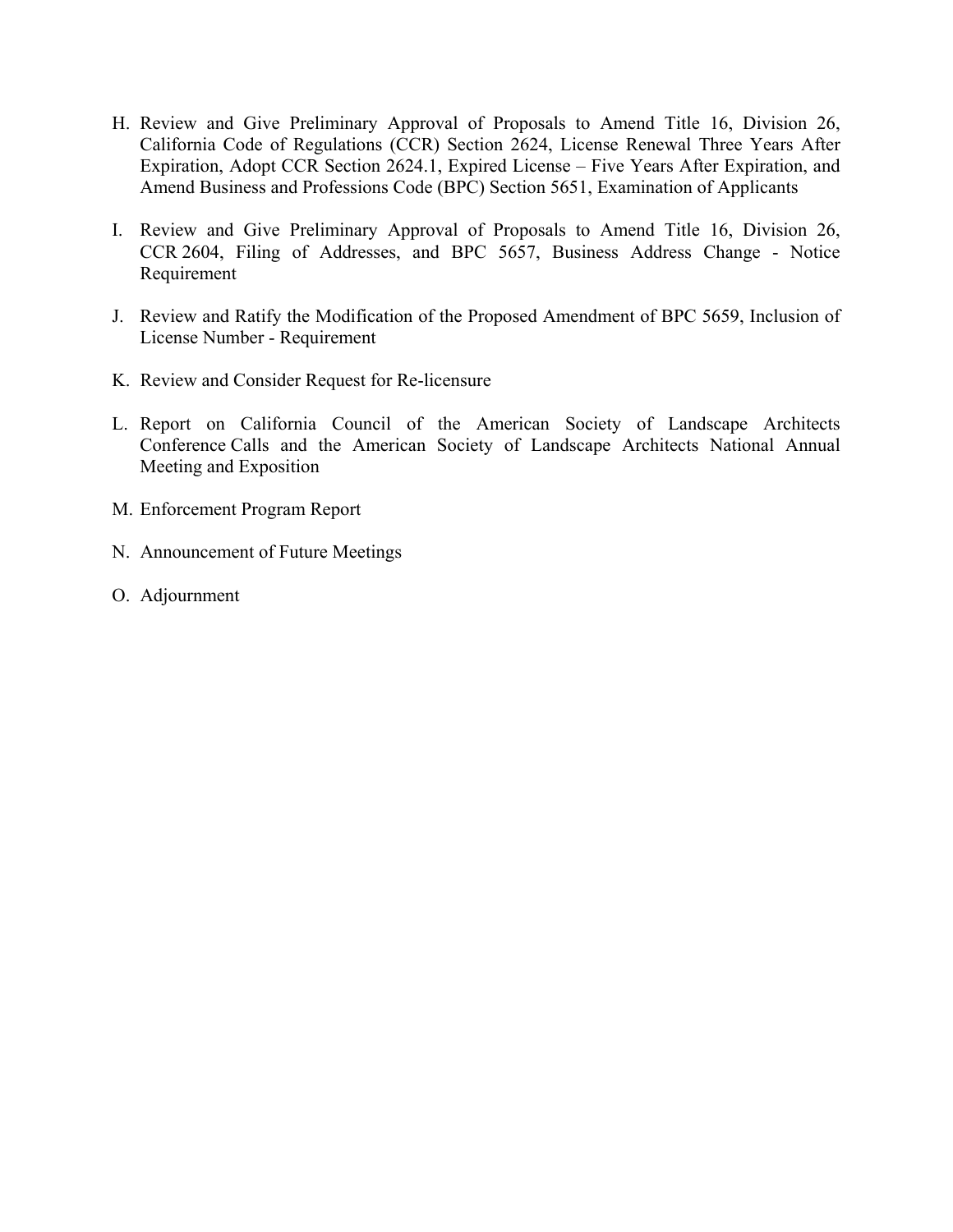H. Review and Give Preliminary Approval of Proposals to Amend Title 16, Division 26, California Code of Regulations (CCR) Section 2624, License Renewal Three Years After Expiration, Adopt CCR Section 2624.1, Expired License – Five Years After Expiration, and Amend Business and Professions Code (BPC) Section 5651, Examination of Applicants

I. Review and Give Preliminary Approval of Proposals to Amend Title 16, Division 26, CCR 2604, Filing of Addresses, and BPC 5657, Business Address Change - Notice Requirement

J. Review and Ratify the Modification of the Proposed Amendment of BPC 5659, Inclusion of License Number - Requirement

K. Review and Consider Request for Re-licensure

L. Report on California Council of the American Society of Landscape Architects Conference Calls and the American Society of Landscape Architects National Annual Meeting and Exposition

M. Enforcement Program Report

N. Announcement of Future Meetings

O. Adjournment